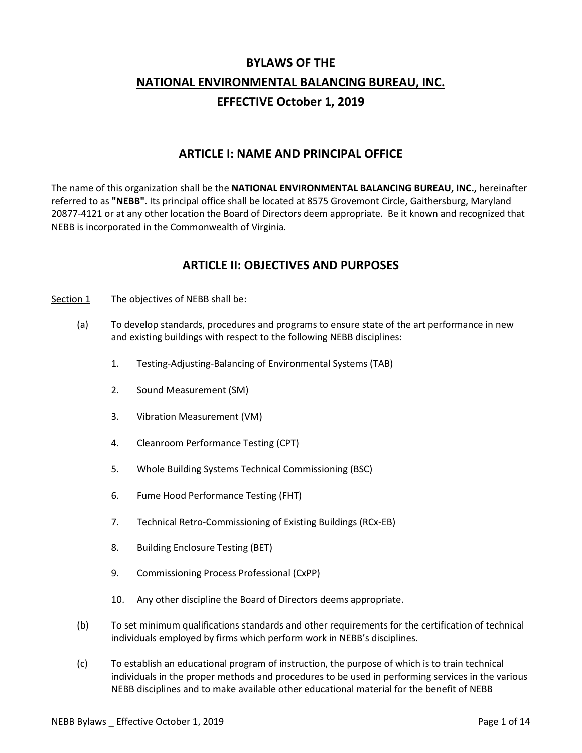# BYLAWS OF THE

# NATIONAL ENVIRONMENTAL BALANCING BUREAU, INC.

# EFFECTIVE October 1, 2019

## ARTICLE I: NAME AND PRINCIPAL OFFICE

The name of this organization shall be the **NATIONAL ENVIRONMENTAL BALANCING BUREAU, INC.,** hereinafter referred to as **"NEBB"**. Its principal office shall be located at 8575 Grovemont Circle, Gaithersburg, Maryland 20877-4121 or at any other location the Board of Directors deem appropriate. Be it known and recognized that NEBB is incorporated in the Commonwealth of Virginia.

## ARTICLE II: OBJECTIVES AND PURPOSES

Section 1 The objectives of NEBB shall be:

(a) To develop standards, procedures and programs to ensure state of the art performance in new and existing buildings with respect to the following NEBB disciplines:

1. Testing-Adjusting-Balancing of Environmental Systems (TAB)
2. Sound Measurement (SM)
3. Vibration Measurement (VM)
4. Cleanroom Performance Testing (CPT)
5. Whole Building Systems Technical Commissioning (BSC)
6. Fume Hood Performance Testing (FHT)
7. Technical Retro-Commissioning of Existing Buildings (RCx-EB)
8. Building Enclosure Testing (BET)
9. Commissioning Process Professional (CxPP)
10. Any other discipline the Board of Directors deems appropriate.

(b) To set minimum qualifications standards and other requirements for the certification of technical individuals employed by firms which perform work in NEBB's disciplines.

(c) To establish an educational program of instruction, the purpose of which is to train technical individuals in the proper methods and procedures to be used in performing services in the various NEBB disciplines and to make available other educational material for the benefit of NEBB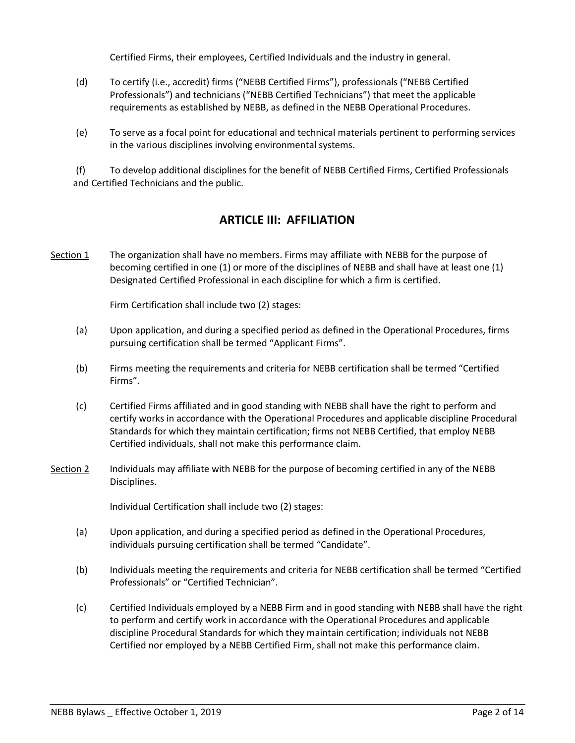Certified Firms, their employees, Certified Individuals and the industry in general.

(d) To certify (i.e., accredit) firms ("NEBB Certified Firms"), professionals ("NEBB Certified Professionals") and technicians ("NEBB Certified Technicians") that meet the applicable requirements as established by NEBB, as defined in the NEBB Operational Procedures.

(e) To serve as a focal point for educational and technical materials pertinent to performing services in the various disciplines involving environmental systems.

(f) To develop additional disciplines for the benefit of NEBB Certified Firms, Certified Professionals and Certified Technicians and the public.

## ARTICLE III: AFFILIATION

Section 1 The organization shall have no members. Firms may affiliate with NEBB for the purpose of becoming certified in one (1) or more of the disciplines of NEBB and shall have at least one (1) Designated Certified Professional in each discipline for which a firm is certified.

Firm Certification shall include two (2) stages:

(a) Upon application, and during a specified period as defined in the Operational Procedures, firms pursuing certification shall be termed "Applicant Firms".

(b) Firms meeting the requirements and criteria for NEBB certification shall be termed "Certified Firms".

(c) Certified Firms affiliated and in good standing with NEBB shall have the right to perform and certify works in accordance with the Operational Procedures and applicable discipline Procedural Standards for which they maintain certification; firms not NEBB Certified, that employ NEBB Certified individuals, shall not make this performance claim.

Section 2 Individuals may affiliate with NEBB for the purpose of becoming certified in any of the NEBB Disciplines.

Individual Certification shall include two (2) stages:

(a) Upon application, and during a specified period as defined in the Operational Procedures, individuals pursuing certification shall be termed "Candidate".

(b) Individuals meeting the requirements and criteria for NEBB certification shall be termed "Certified Professionals" or "Certified Technician".

(c) Certified Individuals employed by a NEBB Firm and in good standing with NEBB shall have the right to perform and certify work in accordance with the Operational Procedures and applicable discipline Procedural Standards for which they maintain certification; individuals not NEBB Certified nor employed by a NEBB Certified Firm, shall not make this performance claim.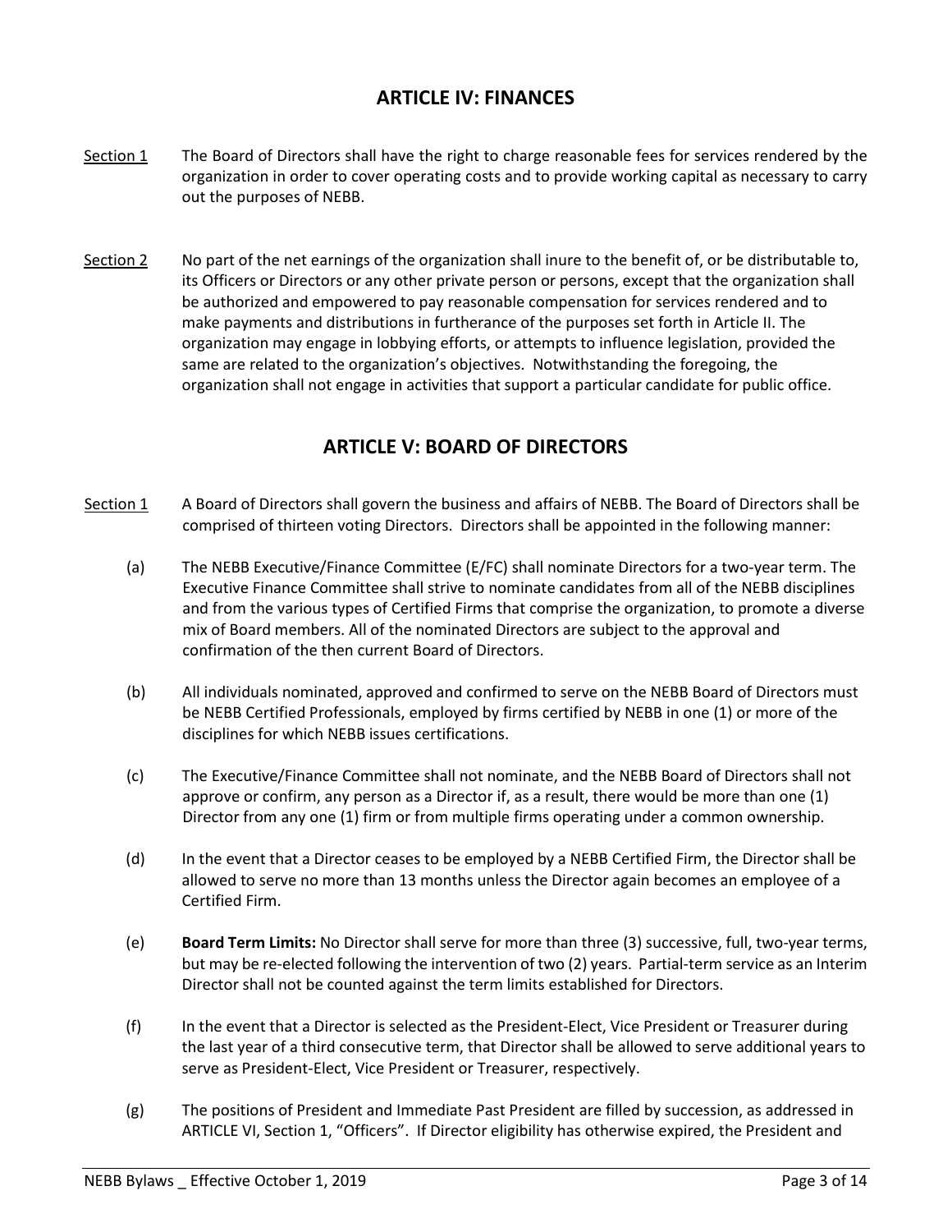## ARTICLE IV: FINANCES

Section 1 The Board of Directors shall have the right to charge reasonable fees for services rendered by the organization in order to cover operating costs and to provide working capital as necessary to carry out the purposes of NEBB.

Section 2 No part of the net earnings of the organization shall inure to the benefit of, or be distributable to, its Officers or Directors or any other private person or persons, except that the organization shall be authorized and empowered to pay reasonable compensation for services rendered and to make payments and distributions in furtherance of the purposes set forth in Article II. The organization may engage in lobbying efforts, or attempts to influence legislation, provided the same are related to the organization's objectives. Notwithstanding the foregoing, the organization shall not engage in activities that support a particular candidate for public office.

## ARTICLE V: BOARD OF DIRECTORS

Section 1 A Board of Directors shall govern the business and affairs of NEBB. The Board of Directors shall be comprised of thirteen voting Directors. Directors shall be appointed in the following manner:

(a) The NEBB Executive/Finance Committee (E/FC) shall nominate Directors for a two-year term. The Executive Finance Committee shall strive to nominate candidates from all of the NEBB disciplines and from the various types of Certified Firms that comprise the organization, to promote a diverse mix of Board members. All of the nominated Directors are subject to the approval and confirmation of the then current Board of Directors.

(b) All individuals nominated, approved and confirmed to serve on the NEBB Board of Directors must be NEBB Certified Professionals, employed by firms certified by NEBB in one (1) or more of the disciplines for which NEBB issues certifications.

(c) The Executive/Finance Committee shall not nominate, and the NEBB Board of Directors shall not approve or confirm, any person as a Director if, as a result, there would be more than one (1) Director from any one (1) firm or from multiple firms operating under a common ownership.

(d) In the event that a Director ceases to be employed by a NEBB Certified Firm, the Director shall be allowed to serve no more than 13 months unless the Director again becomes an employee of a Certified Firm.

(e) **Board Term Limits:** No Director shall serve for more than three (3) successive, full, two-year terms, but may be re-elected following the intervention of two (2) years. Partial-term service as an Interim Director shall not be counted against the term limits established for Directors.

(f) In the event that a Director is selected as the President-Elect, Vice President or Treasurer during the last year of a third consecutive term, that Director shall be allowed to serve additional years to serve as President-Elect, Vice President or Treasurer, respectively.

(g) The positions of President and Immediate Past President are filled by succession, as addressed in ARTICLE VI, Section 1, "Officers". If Director eligibility has otherwise expired, the President and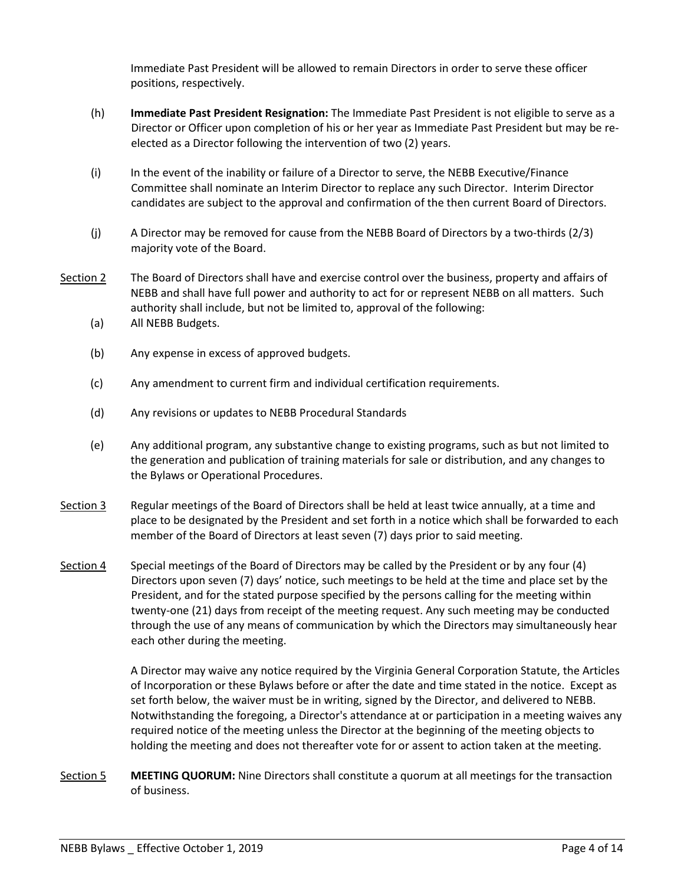Immediate Past President will be allowed to remain Directors in order to serve these officer positions, respectively.

(h) **Immediate Past President Resignation:** The Immediate Past President is not eligible to serve as a Director or Officer upon completion of his or her year as Immediate Past President but may be re-elected as a Director following the intervention of two (2) years.

(i) In the event of the inability or failure of a Director to serve, the NEBB Executive/Finance Committee shall nominate an Interim Director to replace any such Director. Interim Director candidates are subject to the approval and confirmation of the then current Board of Directors.

(j) A Director may be removed for cause from the NEBB Board of Directors by a two-thirds (2/3) majority vote of the Board.

<u>Section 2</u> The Board of Directors shall have and exercise control over the business, property and affairs of NEBB and shall have full power and authority to act for or represent NEBB on all matters. Such authority shall include, but not be limited to, approval of the following:

(a) All NEBB Budgets.

(b) Any expense in excess of approved budgets.

(c) Any amendment to current firm and individual certification requirements.

(d) Any revisions or updates to NEBB Procedural Standards

(e) Any additional program, any substantive change to existing programs, such as but not limited to the generation and publication of training materials for sale or distribution, and any changes to the Bylaws or Operational Procedures.

<u>Section 3</u> Regular meetings of the Board of Directors shall be held at least twice annually, at a time and place to be designated by the President and set forth in a notice which shall be forwarded to each member of the Board of Directors at least seven (7) days prior to said meeting.

<u>Section 4</u> Special meetings of the Board of Directors may be called by the President or by any four (4) Directors upon seven (7) days' notice, such meetings to be held at the time and place set by the President, and for the stated purpose specified by the persons calling for the meeting within twenty-one (21) days from receipt of the meeting request. Any such meeting may be conducted through the use of any means of communication by which the Directors may simultaneously hear each other during the meeting.

A Director may waive any notice required by the Virginia General Corporation Statute, the Articles of Incorporation or these Bylaws before or after the date and time stated in the notice. Except as set forth below, the waiver must be in writing, signed by the Director, and delivered to NEBB. Notwithstanding the foregoing, a Director's attendance at or participation in a meeting waives any required notice of the meeting unless the Director at the beginning of the meeting objects to holding the meeting and does not thereafter vote for or assent to action taken at the meeting.

<u>Section 5</u> **MEETING QUORUM:** Nine Directors shall constitute a quorum at all meetings for the transaction of business.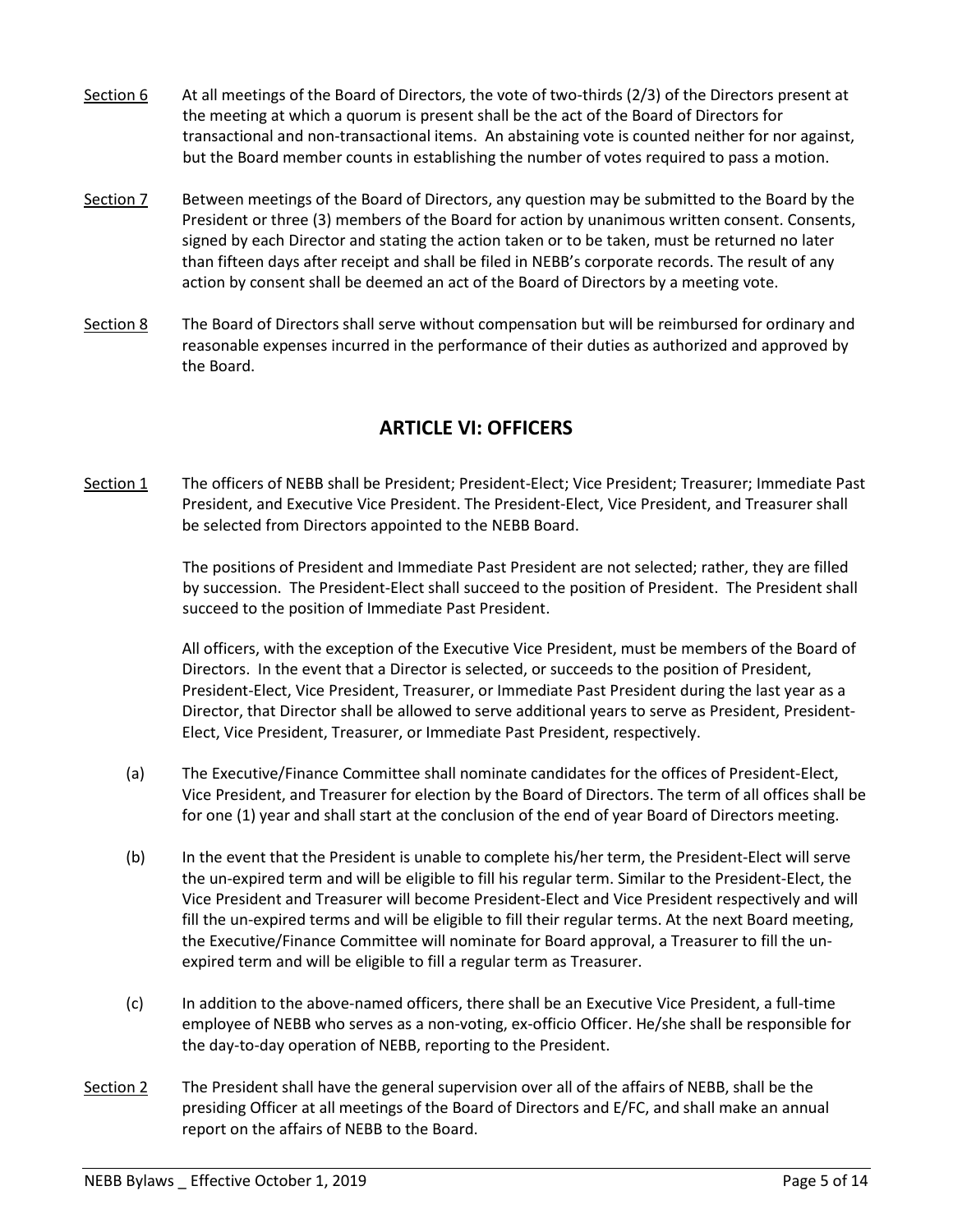Section 6 At all meetings of the Board of Directors, the vote of two-thirds (2/3) of the Directors present at the meeting at which a quorum is present shall be the act of the Board of Directors for transactional and non-transactional items. An abstaining vote is counted neither for nor against, but the Board member counts in establishing the number of votes required to pass a motion.

Section 7 Between meetings of the Board of Directors, any question may be submitted to the Board by the President or three (3) members of the Board for action by unanimous written consent. Consents, signed by each Director and stating the action taken or to be taken, must be returned no later than fifteen days after receipt and shall be filed in NEBB's corporate records. The result of any action by consent shall be deemed an act of the Board of Directors by a meeting vote.

Section 8 The Board of Directors shall serve without compensation but will be reimbursed for ordinary and reasonable expenses incurred in the performance of their duties as authorized and approved by the Board.

## ARTICLE VI: OFFICERS

Section 1 The officers of NEBB shall be President; President-Elect; Vice President; Treasurer; Immediate Past President, and Executive Vice President. The President-Elect, Vice President, and Treasurer shall be selected from Directors appointed to the NEBB Board.

The positions of President and Immediate Past President are not selected; rather, they are filled by succession. The President-Elect shall succeed to the position of President. The President shall succeed to the position of Immediate Past President.

All officers, with the exception of the Executive Vice President, must be members of the Board of Directors. In the event that a Director is selected, or succeeds to the position of President, President-Elect, Vice President, Treasurer, or Immediate Past President during the last year as a Director, that Director shall be allowed to serve additional years to serve as President, President-Elect, Vice President, Treasurer, or Immediate Past President, respectively.

(a) The Executive/Finance Committee shall nominate candidates for the offices of President-Elect, Vice President, and Treasurer for election by the Board of Directors. The term of all offices shall be for one (1) year and shall start at the conclusion of the end of year Board of Directors meeting.

(b) In the event that the President is unable to complete his/her term, the President-Elect will serve the un-expired term and will be eligible to fill his regular term. Similar to the President-Elect, the Vice President and Treasurer will become President-Elect and Vice President respectively and will fill the un-expired terms and will be eligible to fill their regular terms. At the next Board meeting, the Executive/Finance Committee will nominate for Board approval, a Treasurer to fill the un-expired term and will be eligible to fill a regular term as Treasurer.

(c) In addition to the above-named officers, there shall be an Executive Vice President, a full-time employee of NEBB who serves as a non-voting, ex-officio Officer. He/she shall be responsible for the day-to-day operation of NEBB, reporting to the President.

Section 2 The President shall have the general supervision over all of the affairs of NEBB, shall be the presiding Officer at all meetings of the Board of Directors and E/FC, and shall make an annual report on the affairs of NEBB to the Board.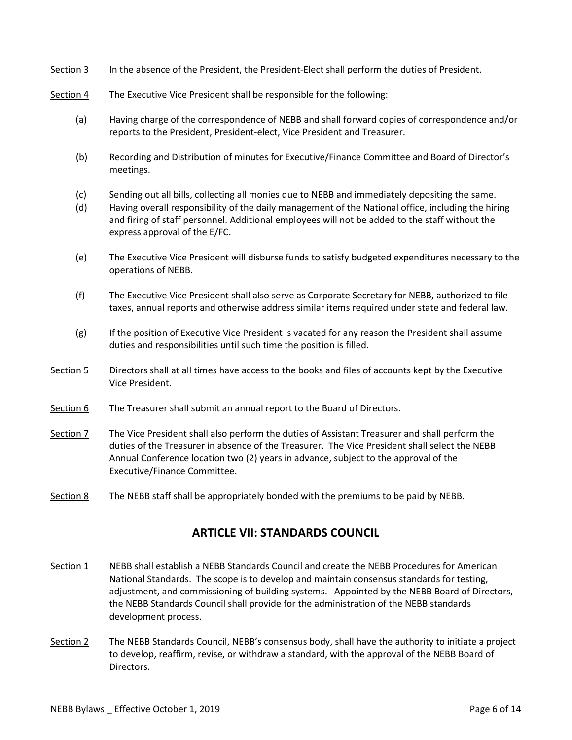Section 3 In the absence of the President, the President-Elect shall perform the duties of President.

Section 4 The Executive Vice President shall be responsible for the following:

(a) Having charge of the correspondence of NEBB and shall forward copies of correspondence and/or reports to the President, President-elect, Vice President and Treasurer.

(b) Recording and Distribution of minutes for Executive/Finance Committee and Board of Director's meetings.

(c) Sending out all bills, collecting all monies due to NEBB and immediately depositing the same.

(d) Having overall responsibility of the daily management of the National office, including the hiring and firing of staff personnel. Additional employees will not be added to the staff without the express approval of the E/FC.

(e) The Executive Vice President will disburse funds to satisfy budgeted expenditures necessary to the operations of NEBB.

(f) The Executive Vice President shall also serve as Corporate Secretary for NEBB, authorized to file taxes, annual reports and otherwise address similar items required under state and federal law.

(g) If the position of Executive Vice President is vacated for any reason the President shall assume duties and responsibilities until such time the position is filled.

Section 5 Directors shall at all times have access to the books and files of accounts kept by the Executive Vice President.

Section 6 The Treasurer shall submit an annual report to the Board of Directors.

Section 7 The Vice President shall also perform the duties of Assistant Treasurer and shall perform the duties of the Treasurer in absence of the Treasurer. The Vice President shall select the NEBB Annual Conference location two (2) years in advance, subject to the approval of the Executive/Finance Committee.

Section 8 The NEBB staff shall be appropriately bonded with the premiums to be paid by NEBB.

## ARTICLE VII: STANDARDS COUNCIL

Section 1 NEBB shall establish a NEBB Standards Council and create the NEBB Procedures for American National Standards. The scope is to develop and maintain consensus standards for testing, adjustment, and commissioning of building systems. Appointed by the NEBB Board of Directors, the NEBB Standards Council shall provide for the administration of the NEBB standards development process.

Section 2 The NEBB Standards Council, NEBB's consensus body, shall have the authority to initiate a project to develop, reaffirm, revise, or withdraw a standard, with the approval of the NEBB Board of Directors.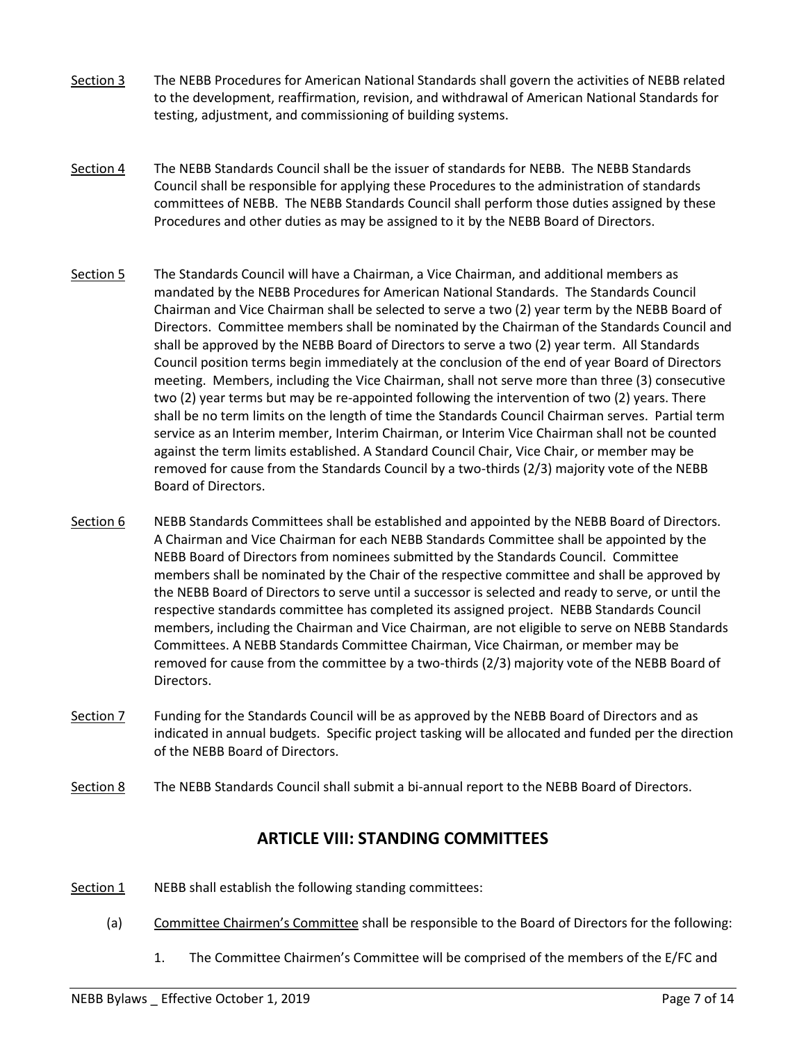Section 3 The NEBB Procedures for American National Standards shall govern the activities of NEBB related to the development, reaffirmation, revision, and withdrawal of American National Standards for testing, adjustment, and commissioning of building systems.

Section 4 The NEBB Standards Council shall be the issuer of standards for NEBB. The NEBB Standards Council shall be responsible for applying these Procedures to the administration of standards committees of NEBB. The NEBB Standards Council shall perform those duties assigned by these Procedures and other duties as may be assigned to it by the NEBB Board of Directors.

Section 5 The Standards Council will have a Chairman, a Vice Chairman, and additional members as mandated by the NEBB Procedures for American National Standards. The Standards Council Chairman and Vice Chairman shall be selected to serve a two (2) year term by the NEBB Board of Directors. Committee members shall be nominated by the Chairman of the Standards Council and shall be approved by the NEBB Board of Directors to serve a two (2) year term. All Standards Council position terms begin immediately at the conclusion of the end of year Board of Directors meeting. Members, including the Vice Chairman, shall not serve more than three (3) consecutive two (2) year terms but may be re-appointed following the intervention of two (2) years. There shall be no term limits on the length of time the Standards Council Chairman serves. Partial term service as an Interim member, Interim Chairman, or Interim Vice Chairman shall not be counted against the term limits established. A Standard Council Chair, Vice Chair, or member may be removed for cause from the Standards Council by a two-thirds (2/3) majority vote of the NEBB Board of Directors.

Section 6 NEBB Standards Committees shall be established and appointed by the NEBB Board of Directors. A Chairman and Vice Chairman for each NEBB Standards Committee shall be appointed by the NEBB Board of Directors from nominees submitted by the Standards Council. Committee members shall be nominated by the Chair of the respective committee and shall be approved by the NEBB Board of Directors to serve until a successor is selected and ready to serve, or until the respective standards committee has completed its assigned project. NEBB Standards Council members, including the Chairman and Vice Chairman, are not eligible to serve on NEBB Standards Committees. A NEBB Standards Committee Chairman, Vice Chairman, or member may be removed for cause from the committee by a two-thirds (2/3) majority vote of the NEBB Board of Directors.

Section 7 Funding for the Standards Council will be as approved by the NEBB Board of Directors and as indicated in annual budgets. Specific project tasking will be allocated and funded per the direction of the NEBB Board of Directors.

Section 8 The NEBB Standards Council shall submit a bi-annual report to the NEBB Board of Directors.

## ARTICLE VIII: STANDING COMMITTEES

Section 1 NEBB shall establish the following standing committees:

(a) Committee Chairmen's Committee shall be responsible to the Board of Directors for the following:

1. The Committee Chairmen's Committee will be comprised of the members of the E/FC and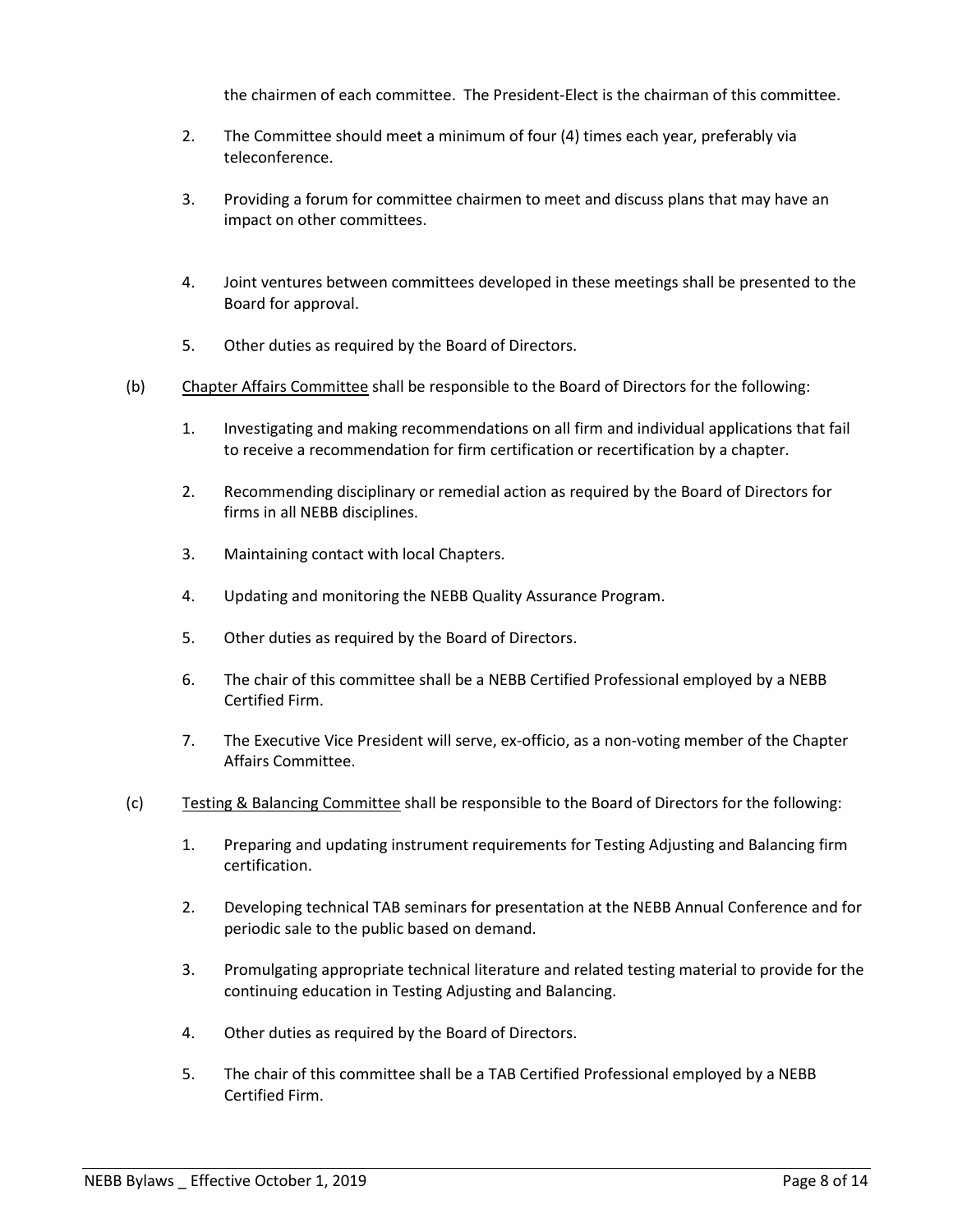the chairmen of each committee. The President-Elect is the chairman of this committee.

2. The Committee should meet a minimum of four (4) times each year, preferably via teleconference.

3. Providing a forum for committee chairmen to meet and discuss plans that may have an impact on other committees.

4. Joint ventures between committees developed in these meetings shall be presented to the Board for approval.

5. Other duties as required by the Board of Directors.

(b) Chapter Affairs Committee shall be responsible to the Board of Directors for the following:

1. Investigating and making recommendations on all firm and individual applications that fail to receive a recommendation for firm certification or recertification by a chapter.

2. Recommending disciplinary or remedial action as required by the Board of Directors for firms in all NEBB disciplines.

3. Maintaining contact with local Chapters.

4. Updating and monitoring the NEBB Quality Assurance Program.

5. Other duties as required by the Board of Directors.

6. The chair of this committee shall be a NEBB Certified Professional employed by a NEBB Certified Firm.

7. The Executive Vice President will serve, ex-officio, as a non-voting member of the Chapter Affairs Committee.

(c) Testing & Balancing Committee shall be responsible to the Board of Directors for the following:

1. Preparing and updating instrument requirements for Testing Adjusting and Balancing firm certification.

2. Developing technical TAB seminars for presentation at the NEBB Annual Conference and for periodic sale to the public based on demand.

3. Promulgating appropriate technical literature and related testing material to provide for the continuing education in Testing Adjusting and Balancing.

4. Other duties as required by the Board of Directors.

5. The chair of this committee shall be a TAB Certified Professional employed by a NEBB Certified Firm.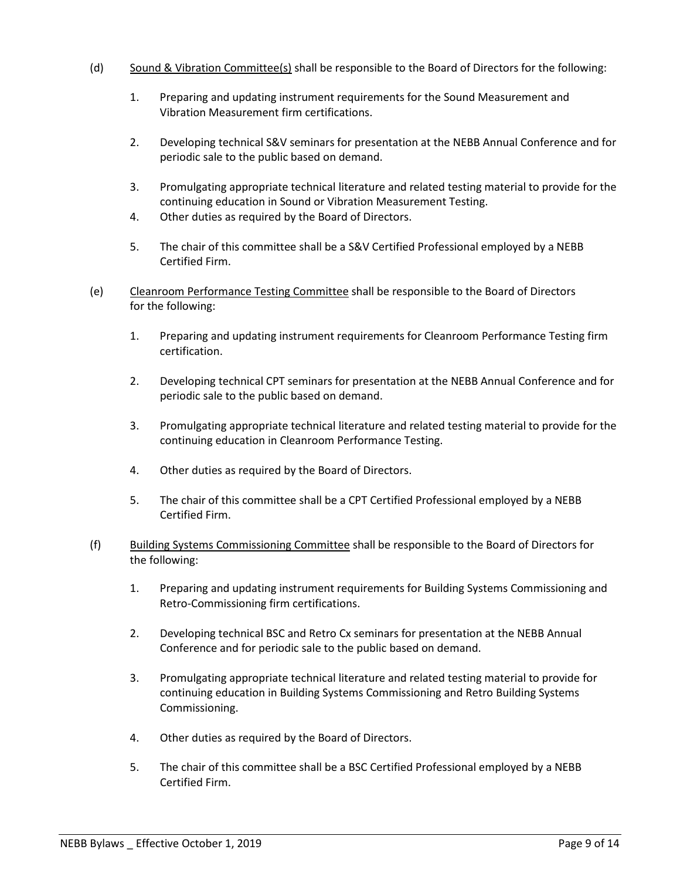(d) Sound & Vibration Committee(s) shall be responsible to the Board of Directors for the following:

1. Preparing and updating instrument requirements for the Sound Measurement and Vibration Measurement firm certifications.

2. Developing technical S&V seminars for presentation at the NEBB Annual Conference and for periodic sale to the public based on demand.

3. Promulgating appropriate technical literature and related testing material to provide for the continuing education in Sound or Vibration Measurement Testing.

4. Other duties as required by the Board of Directors.

5. The chair of this committee shall be a S&V Certified Professional employed by a NEBB Certified Firm.

(e) Cleanroom Performance Testing Committee shall be responsible to the Board of Directors for the following:

1. Preparing and updating instrument requirements for Cleanroom Performance Testing firm certification.

2. Developing technical CPT seminars for presentation at the NEBB Annual Conference and for periodic sale to the public based on demand.

3. Promulgating appropriate technical literature and related testing material to provide for the continuing education in Cleanroom Performance Testing.

4. Other duties as required by the Board of Directors.

5. The chair of this committee shall be a CPT Certified Professional employed by a NEBB Certified Firm.

(f) Building Systems Commissioning Committee shall be responsible to the Board of Directors for the following:

1. Preparing and updating instrument requirements for Building Systems Commissioning and Retro-Commissioning firm certifications.

2. Developing technical BSC and Retro Cx seminars for presentation at the NEBB Annual Conference and for periodic sale to the public based on demand.

3. Promulgating appropriate technical literature and related testing material to provide for continuing education in Building Systems Commissioning and Retro Building Systems Commissioning.

4. Other duties as required by the Board of Directors.

5. The chair of this committee shall be a BSC Certified Professional employed by a NEBB Certified Firm.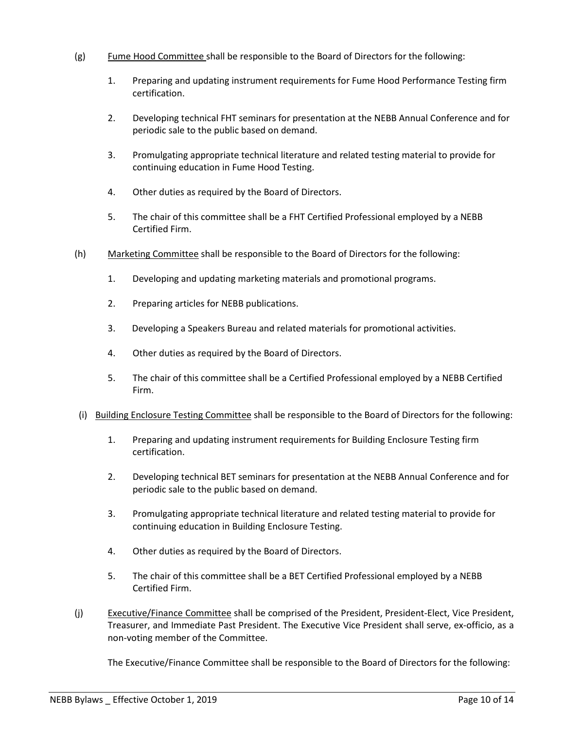(g) Fume Hood Committee shall be responsible to the Board of Directors for the following:

1. Preparing and updating instrument requirements for Fume Hood Performance Testing firm certification.

2. Developing technical FHT seminars for presentation at the NEBB Annual Conference and for periodic sale to the public based on demand.

3. Promulgating appropriate technical literature and related testing material to provide for continuing education in Fume Hood Testing.

4. Other duties as required by the Board of Directors.

5. The chair of this committee shall be a FHT Certified Professional employed by a NEBB Certified Firm.

(h) Marketing Committee shall be responsible to the Board of Directors for the following:

1. Developing and updating marketing materials and promotional programs.

2. Preparing articles for NEBB publications.

3. Developing a Speakers Bureau and related materials for promotional activities.

4. Other duties as required by the Board of Directors.

5. The chair of this committee shall be a Certified Professional employed by a NEBB Certified Firm.

(i) Building Enclosure Testing Committee shall be responsible to the Board of Directors for the following:

1. Preparing and updating instrument requirements for Building Enclosure Testing firm certification.

2. Developing technical BET seminars for presentation at the NEBB Annual Conference and for periodic sale to the public based on demand.

3. Promulgating appropriate technical literature and related testing material to provide for continuing education in Building Enclosure Testing.

4. Other duties as required by the Board of Directors.

5. The chair of this committee shall be a BET Certified Professional employed by a NEBB Certified Firm.

(j) Executive/Finance Committee shall be comprised of the President, President-Elect, Vice President, Treasurer, and Immediate Past President. The Executive Vice President shall serve, ex-officio, as a non-voting member of the Committee.

The Executive/Finance Committee shall be responsible to the Board of Directors for the following: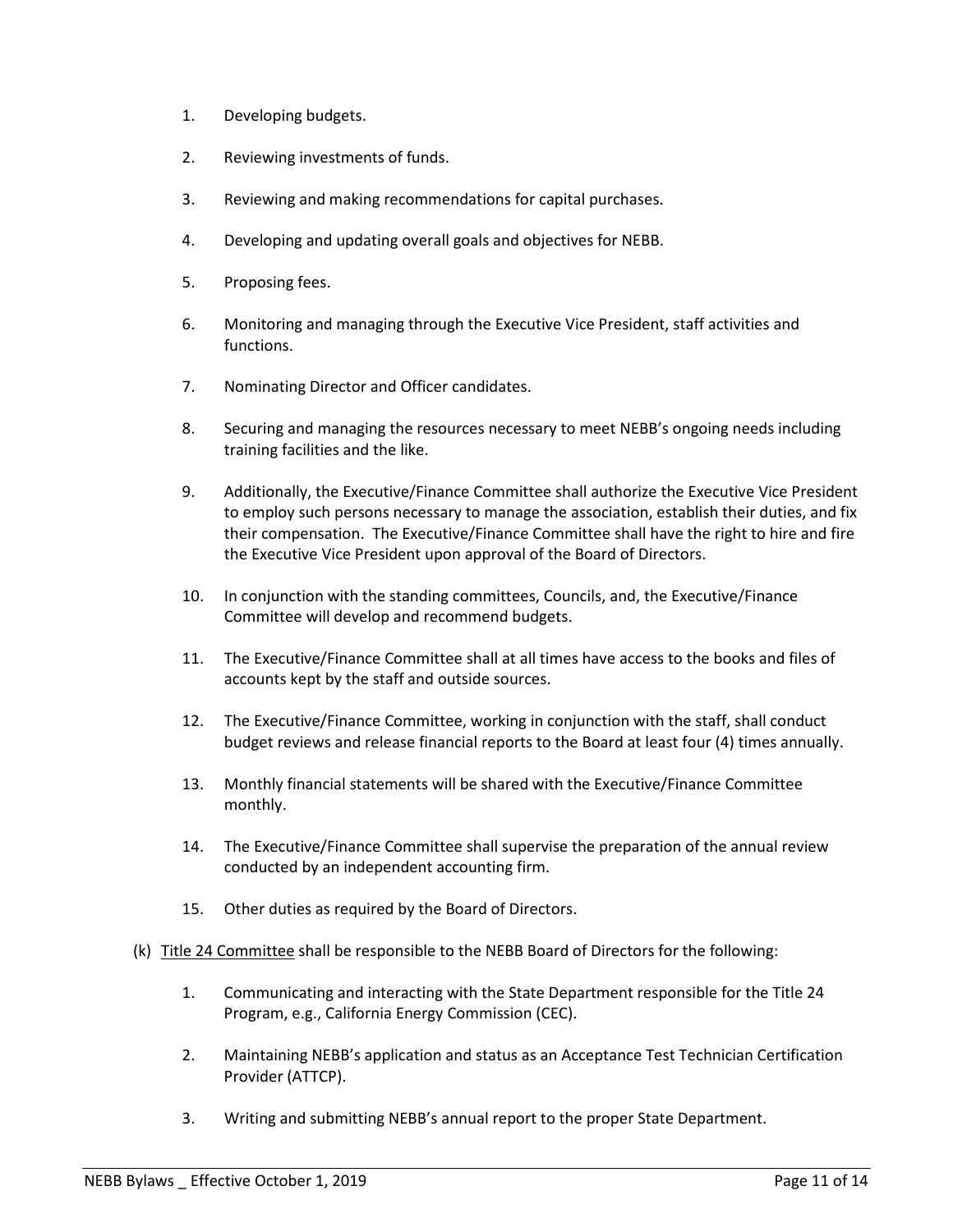1. Developing budgets.

2. Reviewing investments of funds.

3. Reviewing and making recommendations for capital purchases.

4. Developing and updating overall goals and objectives for NEBB.

5. Proposing fees.

6. Monitoring and managing through the Executive Vice President, staff activities and functions.

7. Nominating Director and Officer candidates.

8. Securing and managing the resources necessary to meet NEBB's ongoing needs including training facilities and the like.

9. Additionally, the Executive/Finance Committee shall authorize the Executive Vice President to employ such persons necessary to manage the association, establish their duties, and fix their compensation. The Executive/Finance Committee shall have the right to hire and fire the Executive Vice President upon approval of the Board of Directors.

10. In conjunction with the standing committees, Councils, and, the Executive/Finance Committee will develop and recommend budgets.

11. The Executive/Finance Committee shall at all times have access to the books and files of accounts kept by the staff and outside sources.

12. The Executive/Finance Committee, working in conjunction with the staff, shall conduct budget reviews and release financial reports to the Board at least four (4) times annually.

13. Monthly financial statements will be shared with the Executive/Finance Committee monthly.

14. The Executive/Finance Committee shall supervise the preparation of the annual review conducted by an independent accounting firm.

15. Other duties as required by the Board of Directors.

(k) <u>Title 24 Committee</u> shall be responsible to the NEBB Board of Directors for the following:

1. Communicating and interacting with the State Department responsible for the Title 24 Program, e.g., California Energy Commission (CEC).

2. Maintaining NEBB's application and status as an Acceptance Test Technician Certification Provider (ATTCP).

3. Writing and submitting NEBB's annual report to the proper State Department.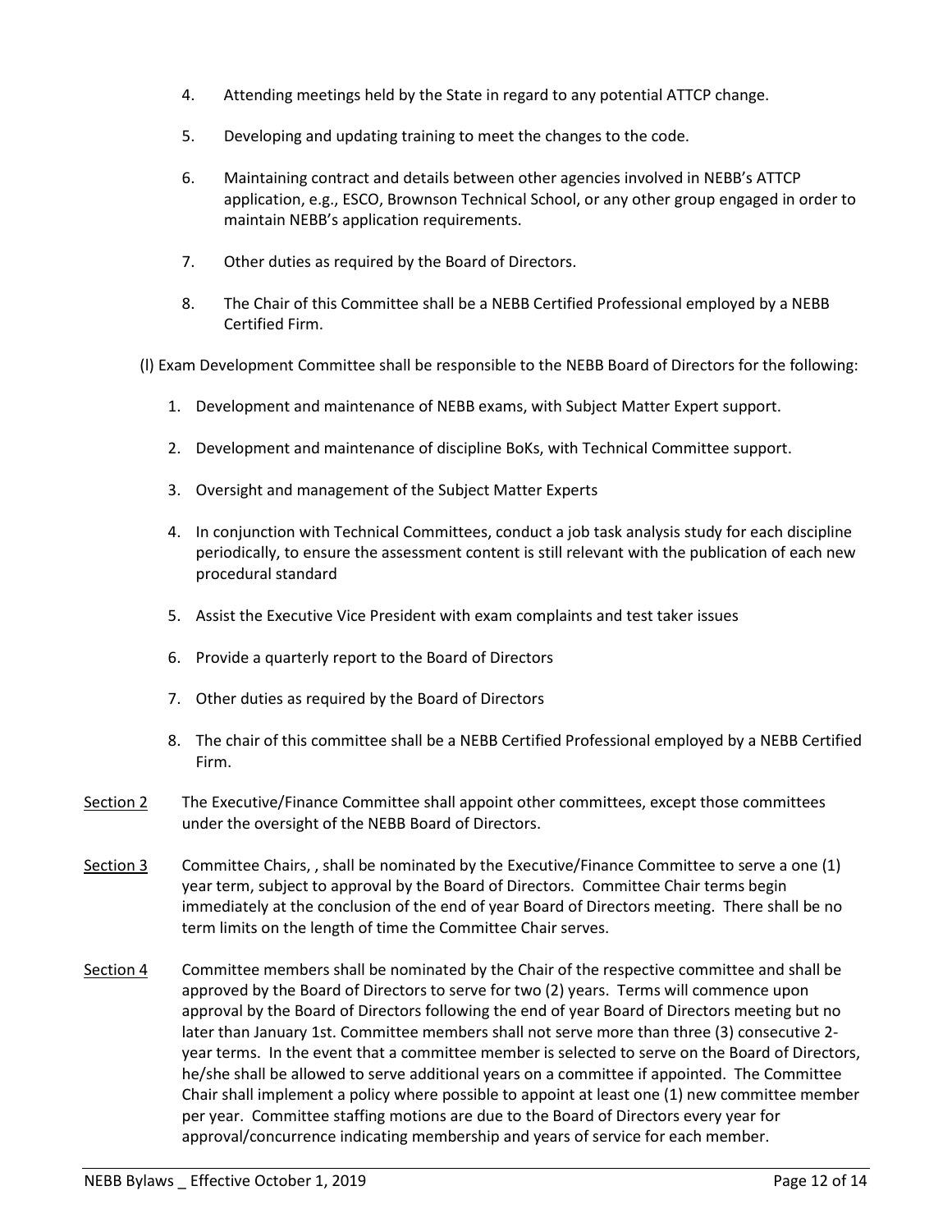4. Attending meetings held by the State in regard to any potential ATTCP change.

5. Developing and updating training to meet the changes to the code.

6. Maintaining contract and details between other agencies involved in NEBB's ATTCP application, e.g., ESCO, Brownson Technical School, or any other group engaged in order to maintain NEBB's application requirements.

7. Other duties as required by the Board of Directors.

8. The Chair of this Committee shall be a NEBB Certified Professional employed by a NEBB Certified Firm.

(l) Exam Development Committee shall be responsible to the NEBB Board of Directors for the following:

1. Development and maintenance of NEBB exams, with Subject Matter Expert support.

2. Development and maintenance of discipline BoKs, with Technical Committee support.

3. Oversight and management of the Subject Matter Experts

4. In conjunction with Technical Committees, conduct a job task analysis study for each discipline periodically, to ensure the assessment content is still relevant with the publication of each new procedural standard

5. Assist the Executive Vice President with exam complaints and test taker issues

6. Provide a quarterly report to the Board of Directors

7. Other duties as required by the Board of Directors

8. The chair of this committee shall be a NEBB Certified Professional employed by a NEBB Certified Firm.

<u>Section 2</u> The Executive/Finance Committee shall appoint other committees, except those committees under the oversight of the NEBB Board of Directors.

<u>Section 3</u> Committee Chairs, , shall be nominated by the Executive/Finance Committee to serve a one (1) year term, subject to approval by the Board of Directors. Committee Chair terms begin immediately at the conclusion of the end of year Board of Directors meeting. There shall be no term limits on the length of time the Committee Chair serves.

<u>Section 4</u> Committee members shall be nominated by the Chair of the respective committee and shall be approved by the Board of Directors to serve for two (2) years. Terms will commence upon approval by the Board of Directors following the end of year Board of Directors meeting but no later than January 1st. Committee members shall not serve more than three (3) consecutive 2-year terms. In the event that a committee member is selected to serve on the Board of Directors, he/she shall be allowed to serve additional years on a committee if appointed. The Committee Chair shall implement a policy where possible to appoint at least one (1) new committee member per year. Committee staffing motions are due to the Board of Directors every year for approval/concurrence indicating membership and years of service for each member.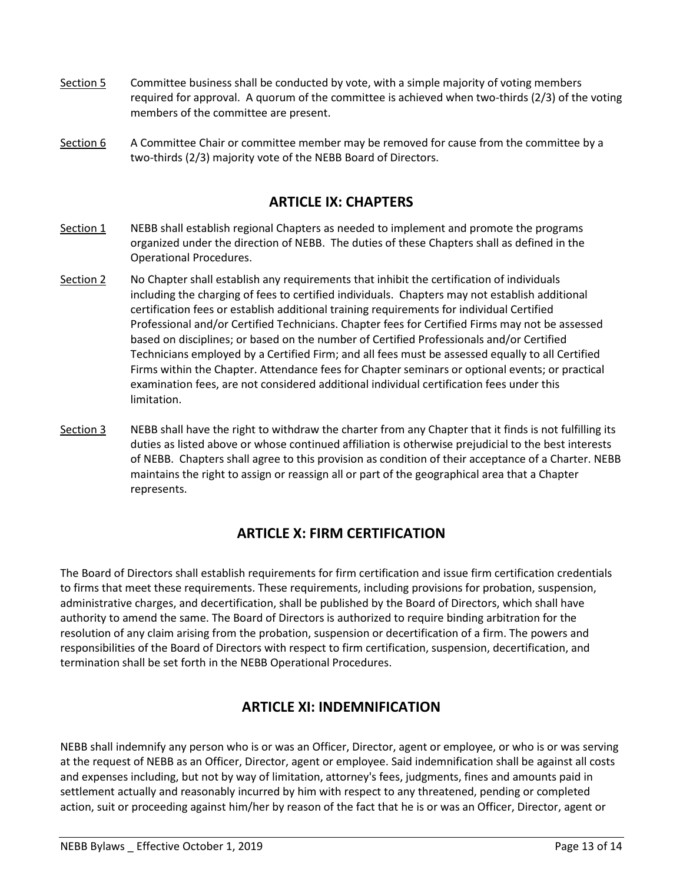Section 5 Committee business shall be conducted by vote, with a simple majority of voting members required for approval. A quorum of the committee is achieved when two-thirds (2/3) of the voting members of the committee are present.

Section 6 A Committee Chair or committee member may be removed for cause from the committee by a two-thirds (2/3) majority vote of the NEBB Board of Directors.

## ARTICLE IX: CHAPTERS

Section 1 NEBB shall establish regional Chapters as needed to implement and promote the programs organized under the direction of NEBB. The duties of these Chapters shall as defined in the Operational Procedures.

Section 2 No Chapter shall establish any requirements that inhibit the certification of individuals including the charging of fees to certified individuals. Chapters may not establish additional certification fees or establish additional training requirements for individual Certified Professional and/or Certified Technicians. Chapter fees for Certified Firms may not be assessed based on disciplines; or based on the number of Certified Professionals and/or Certified Technicians employed by a Certified Firm; and all fees must be assessed equally to all Certified Firms within the Chapter. Attendance fees for Chapter seminars or optional events; or practical examination fees, are not considered additional individual certification fees under this limitation.

Section 3 NEBB shall have the right to withdraw the charter from any Chapter that it finds is not fulfilling its duties as listed above or whose continued affiliation is otherwise prejudicial to the best interests of NEBB. Chapters shall agree to this provision as condition of their acceptance of a Charter. NEBB maintains the right to assign or reassign all or part of the geographical area that a Chapter represents.

## ARTICLE X: FIRM CERTIFICATION

The Board of Directors shall establish requirements for firm certification and issue firm certification credentials to firms that meet these requirements. These requirements, including provisions for probation, suspension, administrative charges, and decertification, shall be published by the Board of Directors, which shall have authority to amend the same. The Board of Directors is authorized to require binding arbitration for the resolution of any claim arising from the probation, suspension or decertification of a firm. The powers and responsibilities of the Board of Directors with respect to firm certification, suspension, decertification, and termination shall be set forth in the NEBB Operational Procedures.

## ARTICLE XI: INDEMNIFICATION

NEBB shall indemnify any person who is or was an Officer, Director, agent or employee, or who is or was serving at the request of NEBB as an Officer, Director, agent or employee. Said indemnification shall be against all costs and expenses including, but not by way of limitation, attorney's fees, judgments, fines and amounts paid in settlement actually and reasonably incurred by him with respect to any threatened, pending or completed action, suit or proceeding against him/her by reason of the fact that he is or was an Officer, Director, agent or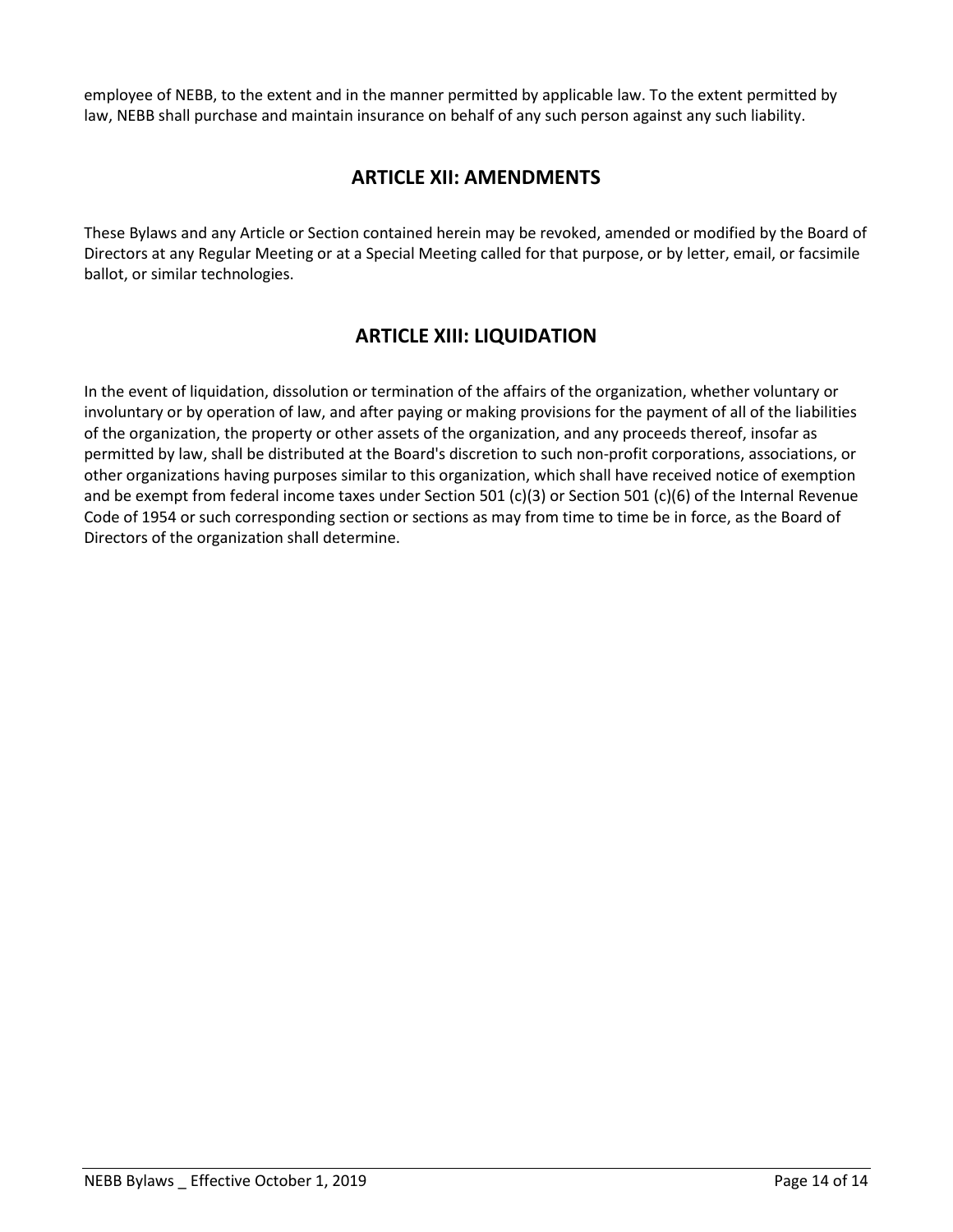employee of NEBB, to the extent and in the manner permitted by applicable law. To the extent permitted by law, NEBB shall purchase and maintain insurance on behalf of any such person against any such liability.

## ARTICLE XII: AMENDMENTS

These Bylaws and any Article or Section contained herein may be revoked, amended or modified by the Board of Directors at any Regular Meeting or at a Special Meeting called for that purpose, or by letter, email, or facsimile ballot, or similar technologies.

## ARTICLE XIII: LIQUIDATION

In the event of liquidation, dissolution or termination of the affairs of the organization, whether voluntary or involuntary or by operation of law, and after paying or making provisions for the payment of all of the liabilities of the organization, the property or other assets of the organization, and any proceeds thereof, insofar as permitted by law, shall be distributed at the Board's discretion to such non-profit corporations, associations, or other organizations having purposes similar to this organization, which shall have received notice of exemption and be exempt from federal income taxes under Section 501 (c)(3) or Section 501 (c)(6) of the Internal Revenue Code of 1954 or such corresponding section or sections as may from time to time be in force, as the Board of Directors of the organization shall determine.